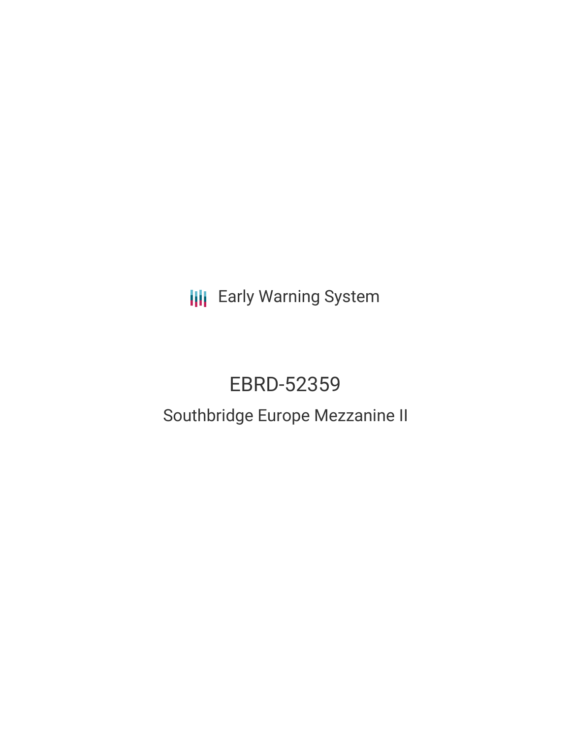Early Warning System

# EBRD-52359

## Southbridge Europe Mezzanine II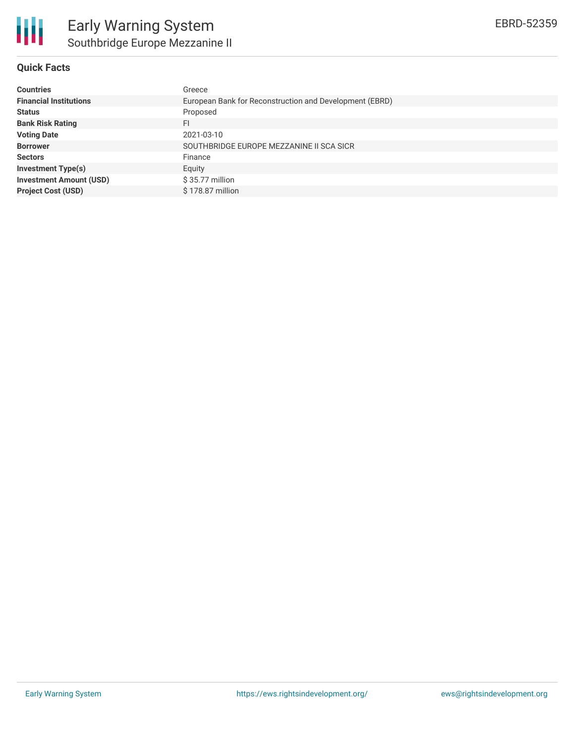# Early Warning System

## Southbridge Europe Mezzanine II

EBRD-52359

### Quick Facts

| | |
|---|---|
| **Countries** | Greece |
| **Financial Institutions** | European Bank for Reconstruction and Development (EBRD) |
| **Status** | Proposed |
| **Bank Risk Rating** | FI |
| **Voting Date** | 2021-03-10 |
| **Borrower** | SOUTHBRIDGE EUROPE MEZZANINE II SCA SICR |
| **Sectors** | Finance |
| **Investment Type(s)** | Equity |
| **Investment Amount (USD)** | $ 35.77 million |
| **Project Cost (USD)** | $ 178.87 million |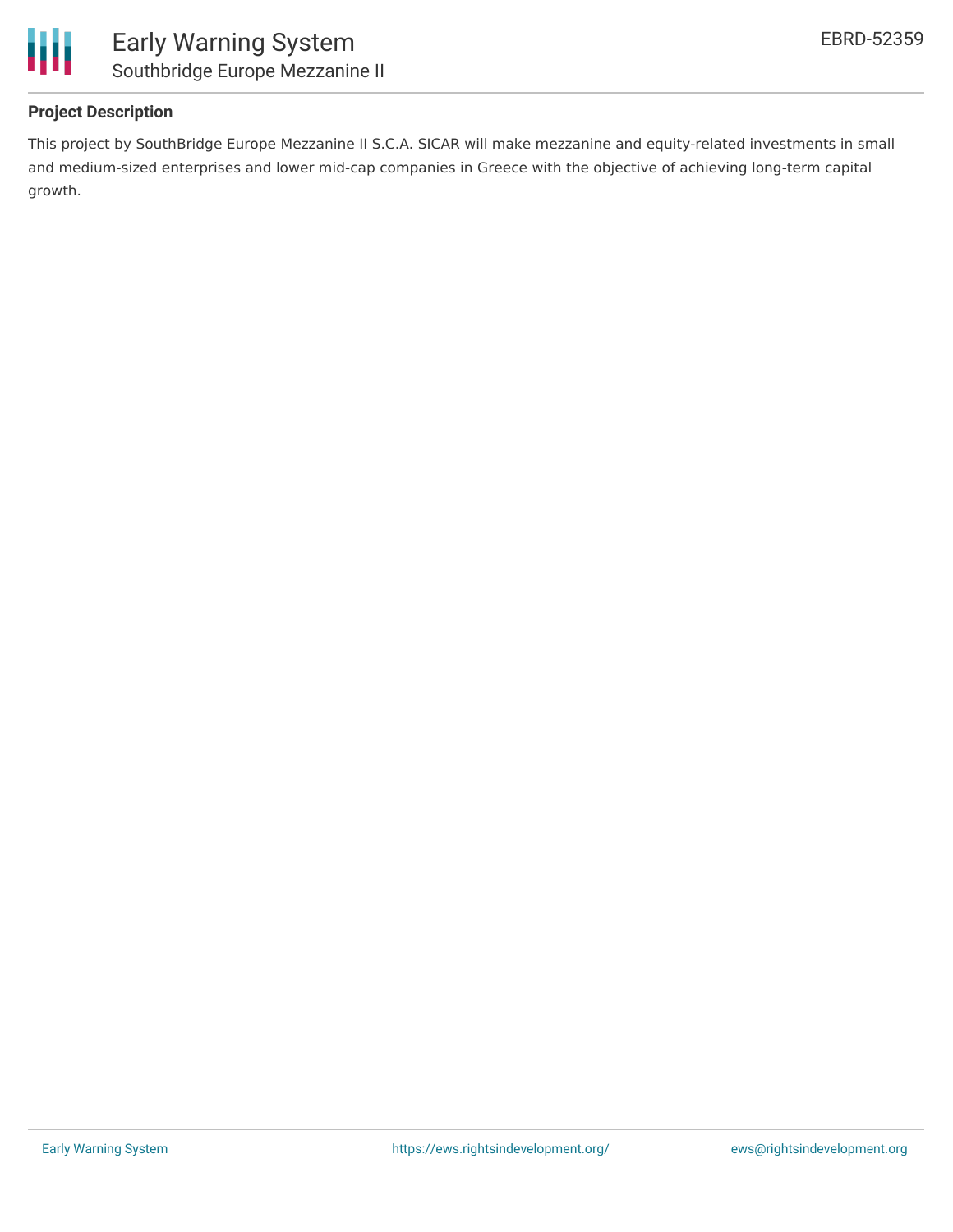## Project Description

This project by SouthBridge Europe Mezzanine II S.C.A. SICAR will make mezzanine and equity-related investments in small and medium-sized enterprises and lower mid-cap companies in Greece with the objective of achieving long-term capital growth.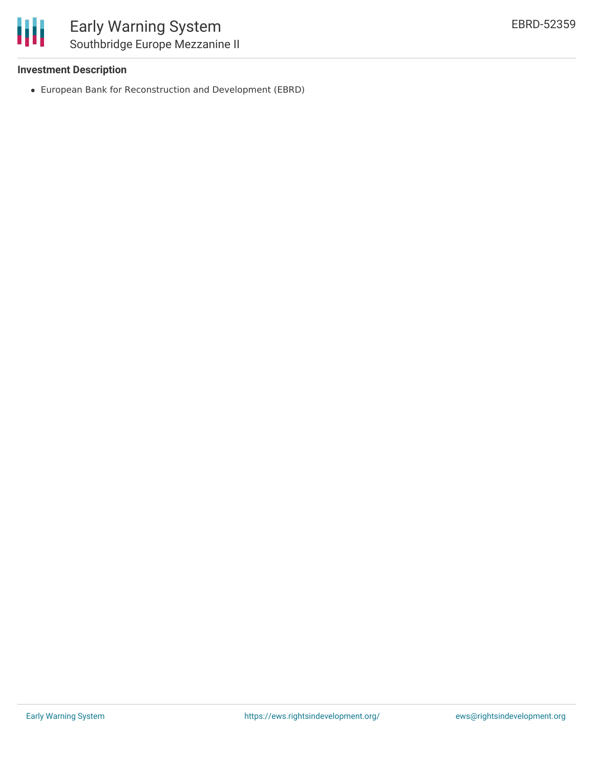### Investment Description

- European Bank for Reconstruction and Development (EBRD)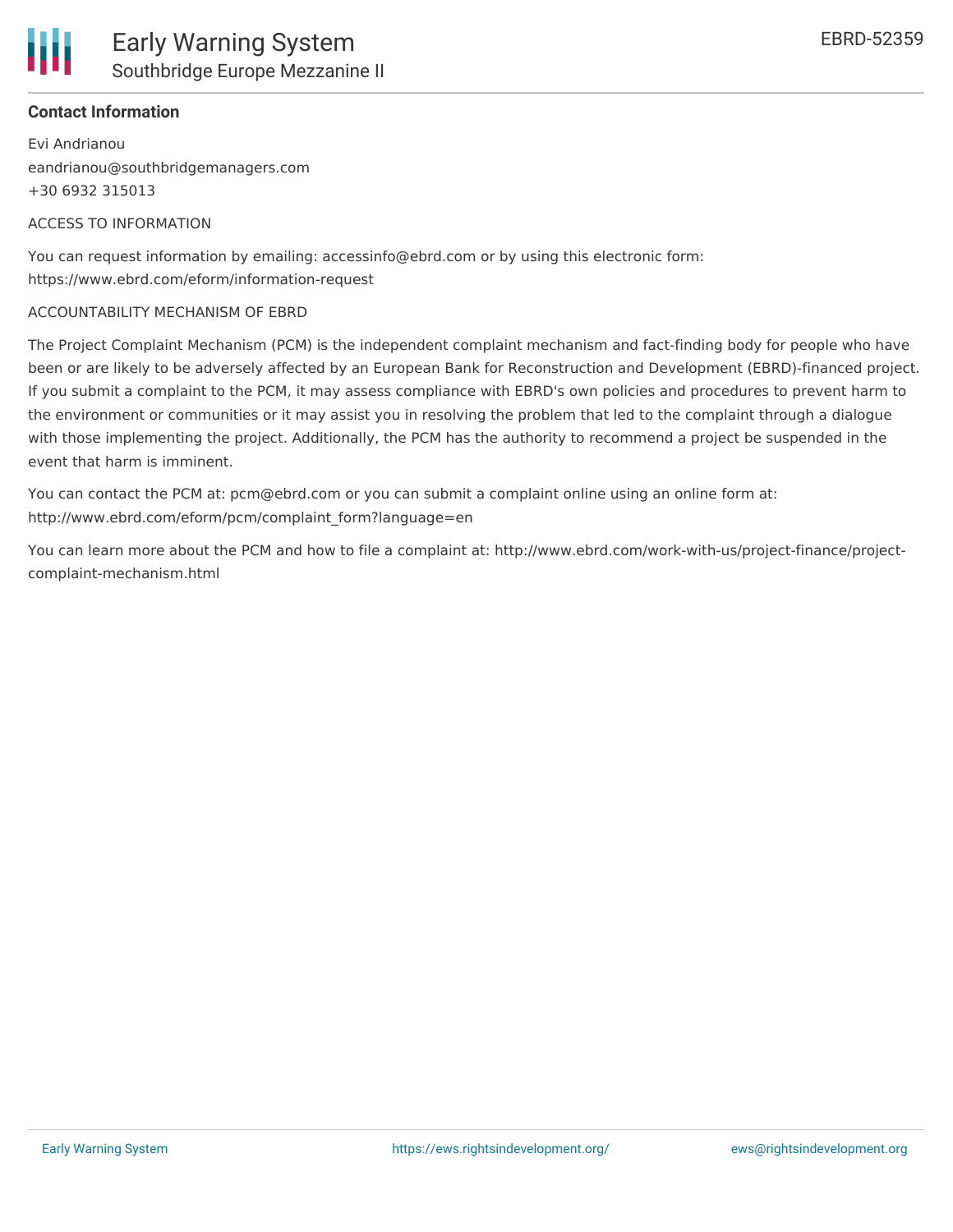**Contact Information**

Evi Andrianou
eandrianou@southbridgemanagers.com
+30 6932 315013

ACCESS TO INFORMATION

You can request information by emailing: accessinfo@ebrd.com or by using this electronic form: https://www.ebrd.com/eform/information-request

ACCOUNTABILITY MECHANISM OF EBRD

The Project Complaint Mechanism (PCM) is the independent complaint mechanism and fact-finding body for people who have been or are likely to be adversely affected by an European Bank for Reconstruction and Development (EBRD)-financed project. If you submit a complaint to the PCM, it may assess compliance with EBRD's own policies and procedures to prevent harm to the environment or communities or it may assist you in resolving the problem that led to the complaint through a dialogue with those implementing the project. Additionally, the PCM has the authority to recommend a project be suspended in the event that harm is imminent.

You can contact the PCM at: pcm@ebrd.com or you can submit a complaint online using an online form at: http://www.ebrd.com/eform/pcm/complaint_form?language=en

You can learn more about the PCM and how to file a complaint at: http://www.ebrd.com/work-with-us/project-finance/project-complaint-mechanism.html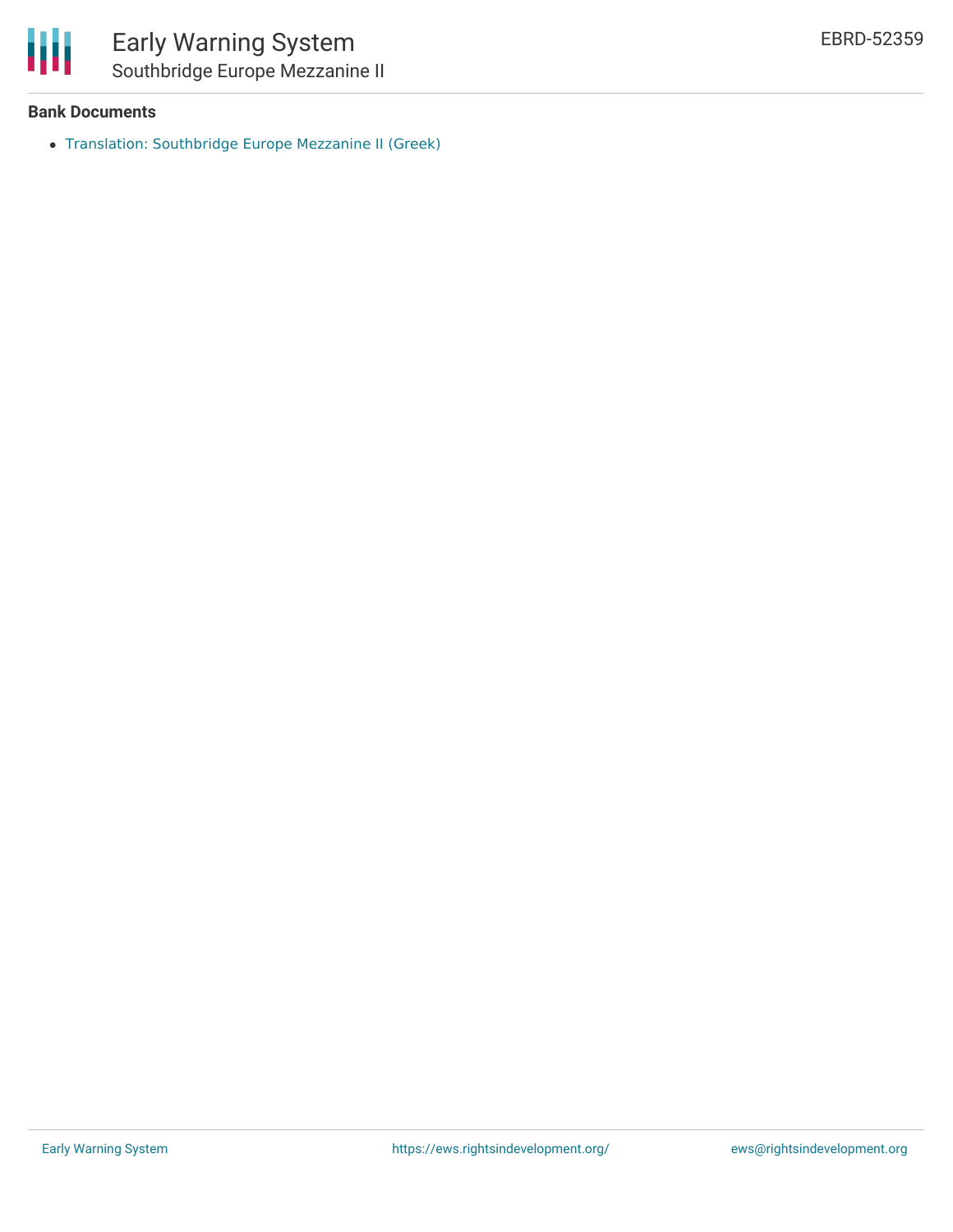**Bank Documents**

- Translation: Southbridge Europe Mezzanine II (Greek)